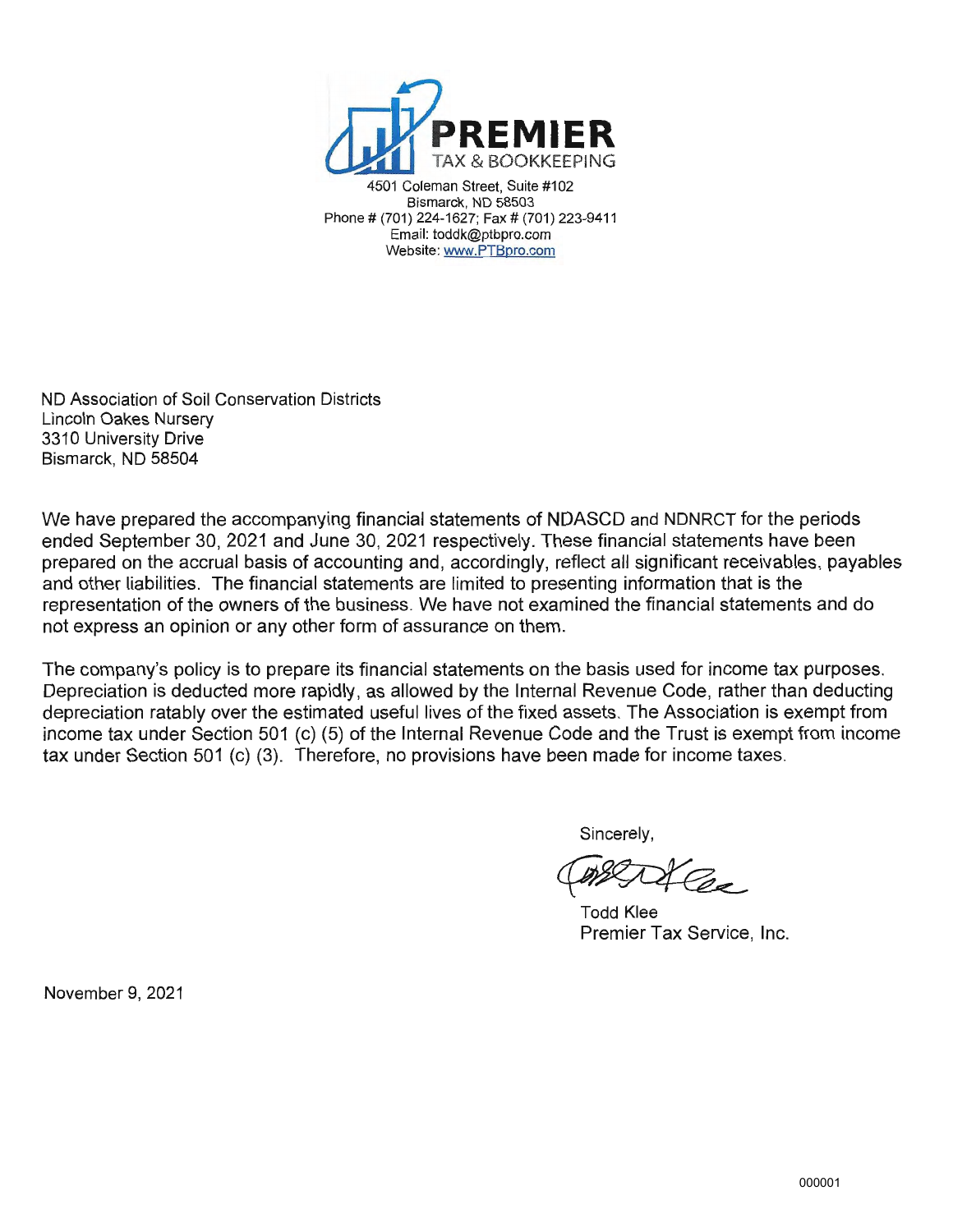**PREMIER**
TAX & BOOKKEEPING

4501 Coleman Street, Suite #102
Bismarck, ND 58503
Phone # (701) 224-1627; Fax # (701) 223-9411
Email: toddk@ptbpro.com
Website: www.PTBpro.com

ND Association of Soil Conservation Districts
Lincoln Oakes Nursery
3310 University Drive
Bismarck, ND 58504

We have prepared the accompanying financial statements of NDASCD and NDNRCT for the periods ended September 30, 2021 and June 30, 2021 respectively. These financial statements have been prepared on the accrual basis of accounting and, accordingly, reflect all significant receivables, payables and other liabilities. The financial statements are limited to presenting information that is the representation of the owners of the business. We have not examined the financial statements and do not express an opinion or any other form of assurance on them.

The company's policy is to prepare its financial statements on the basis used for income tax purposes. Depreciation is deducted more rapidly, as allowed by the Internal Revenue Code, rather than deducting depreciation ratably over the estimated useful lives of the fixed assets. The Association is exempt from income tax under Section 501 (c) (5) of the Internal Revenue Code and the Trust is exempt from income tax under Section 501 (c) (3). Therefore, no provisions have been made for income taxes.

Sincerely,

Todd Klee
Premier Tax Service, Inc.

November 9, 2021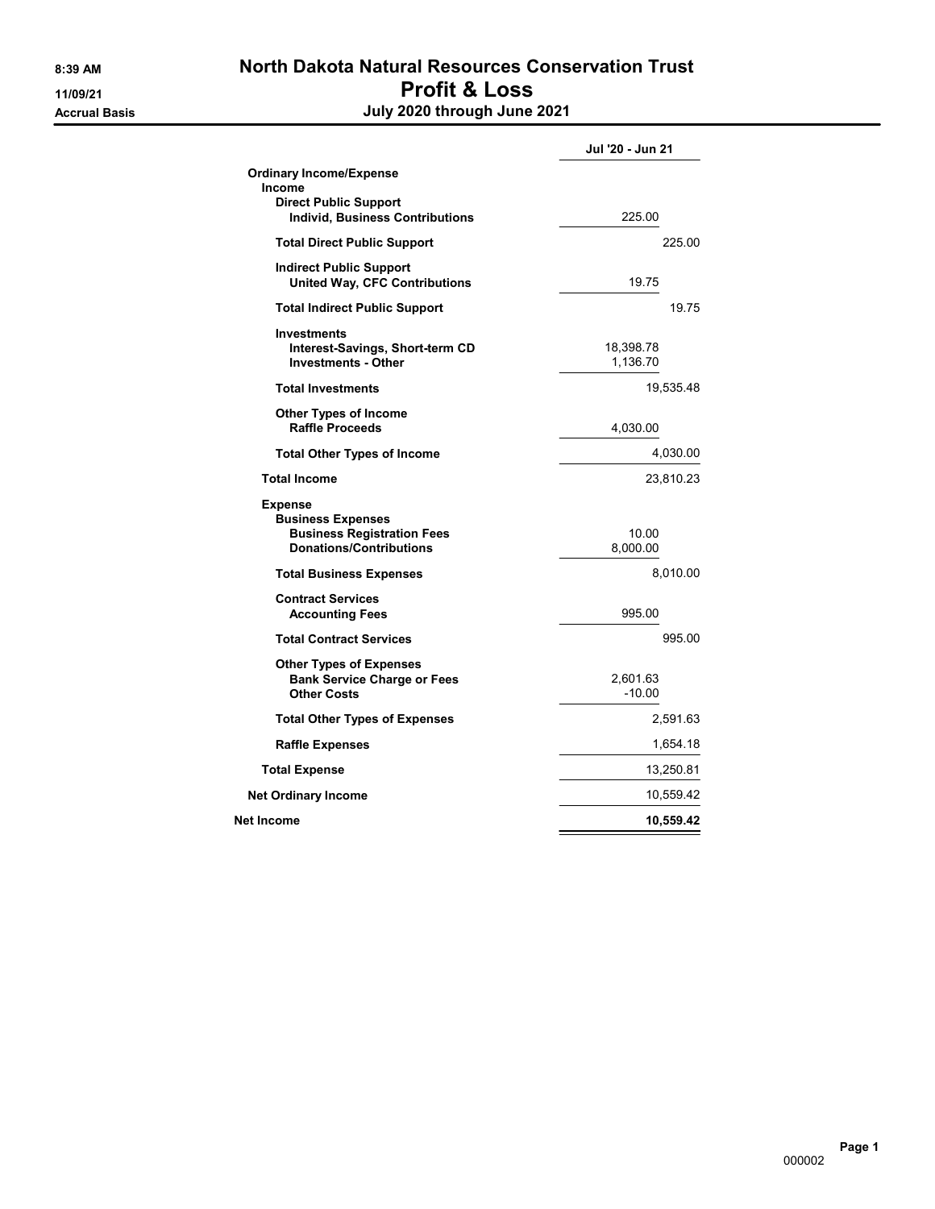# North Dakota Natural Resources Conservation Trust

## Profit & Loss

### July 2020 through June 2021

8:39 AM
11/09/21
Accrual Basis

| | Jul '20 - Jun 21 | |
|---|---|---|
| **Ordinary Income/Expense** | | |
| **Income** | | |
| **Direct Public Support** | | |
| **Individ, Business Contributions** | 225.00 | |
| **Total Direct Public Support** | | 225.00 |
| **Indirect Public Support** | | |
| **United Way, CFC Contributions** | 19.75 | |
| **Total Indirect Public Support** | | 19.75 |
| **Investments** | | |
| **Interest-Savings, Short-term CD** | 18,398.78 | |
| **Investments - Other** | 1,136.70 | |
| **Total Investments** | | 19,535.48 |
| **Other Types of Income** | | |
| **Raffle Proceeds** | 4,030.00 | |
| **Total Other Types of Income** | | 4,030.00 |
| **Total Income** | | 23,810.23 |
| **Expense** | | |
| **Business Expenses** | | |
| **Business Registration Fees** | 10.00 | |
| **Donations/Contributions** | 8,000.00 | |
| **Total Business Expenses** | | 8,010.00 |
| **Contract Services** | | |
| **Accounting Fees** | 995.00 | |
| **Total Contract Services** | | 995.00 |
| **Other Types of Expenses** | | |
| **Bank Service Charge or Fees** | 2,601.63 | |
| **Other Costs** | -10.00 | |
| **Total Other Types of Expenses** | | 2,591.63 |
| **Raffle Expenses** | | 1,654.18 |
| **Total Expense** | | 13,250.81 |
| **Net Ordinary Income** | | 10,559.42 |
| **Net Income** | | **10,559.42** |

000002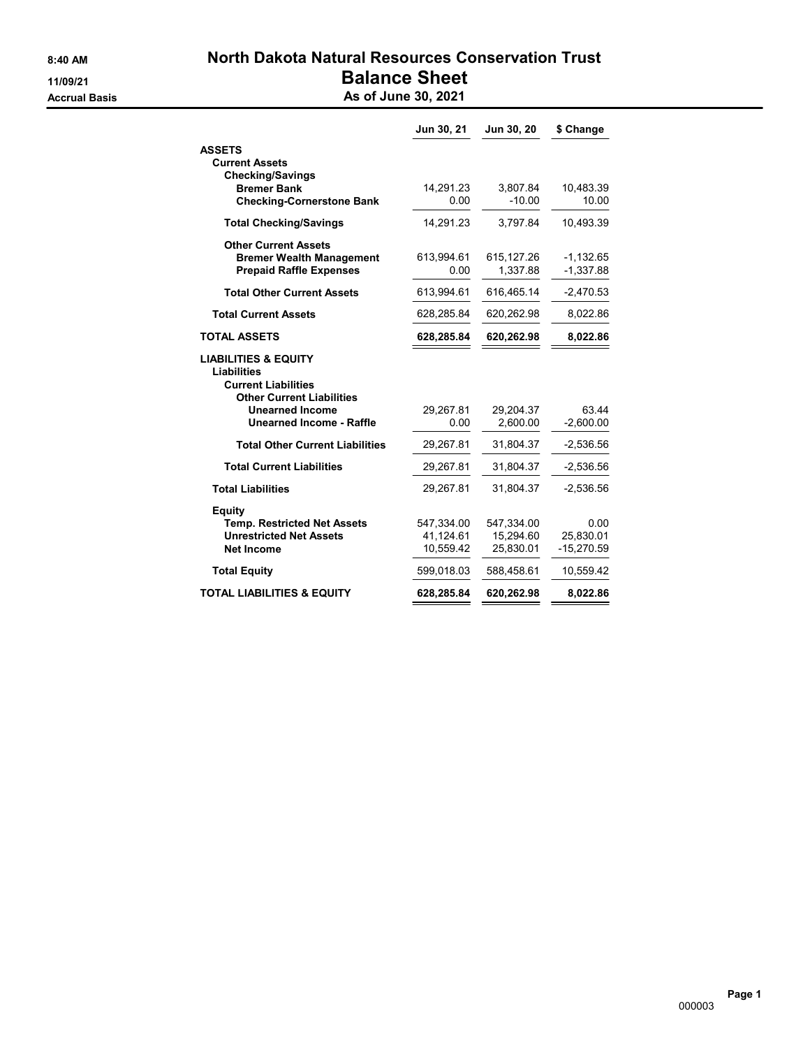8:40 AM
11/09/21
Accrual Basis

# North Dakota Natural Resources Conservation Trust
## Balance Sheet
### As of June 30, 2021

| | Jun 30, 21 | Jun 30, 20 | $ Change |
|---|---|---|---|
| **ASSETS** | | | |
| **Current Assets** | | | |
| **Checking/Savings** | | | |
| **Bremer Bank** | 14,291.23 | 3,807.84 | 10,483.39 |
| **Checking-Cornerstone Bank** | 0.00 | -10.00 | 10.00 |
| **Total Checking/Savings** | 14,291.23 | 3,797.84 | 10,493.39 |
| **Other Current Assets** | | | |
| **Bremer Wealth Management** | 613,994.61 | 615,127.26 | -1,132.65 |
| **Prepaid Raffle Expenses** | 0.00 | 1,337.88 | -1,337.88 |
| **Total Other Current Assets** | 613,994.61 | 616,465.14 | -2,470.53 |
| **Total Current Assets** | 628,285.84 | 620,262.98 | 8,022.86 |
| **TOTAL ASSETS** | **628,285.84** | **620,262.98** | **8,022.86** |
| **LIABILITIES & EQUITY** | | | |
| **Liabilities** | | | |
| **Current Liabilities** | | | |
| **Other Current Liabilities** | | | |
| **Unearned Income** | 29,267.81 | 29,204.37 | 63.44 |
| **Unearned Income - Raffle** | 0.00 | 2,600.00 | -2,600.00 |
| **Total Other Current Liabilities** | 29,267.81 | 31,804.37 | -2,536.56 |
| **Total Current Liabilities** | 29,267.81 | 31,804.37 | -2,536.56 |
| **Total Liabilities** | 29,267.81 | 31,804.37 | -2,536.56 |
| **Equity** | | | |
| **Temp. Restricted Net Assets** | 547,334.00 | 547,334.00 | 0.00 |
| **Unrestricted Net Assets** | 41,124.61 | 15,294.60 | 25,830.01 |
| **Net Income** | 10,559.42 | 25,830.01 | -15,270.59 |
| **Total Equity** | 599,018.03 | 588,458.61 | 10,559.42 |
| **TOTAL LIABILITIES & EQUITY** | **628,285.84** | **620,262.98** | **8,022.86** |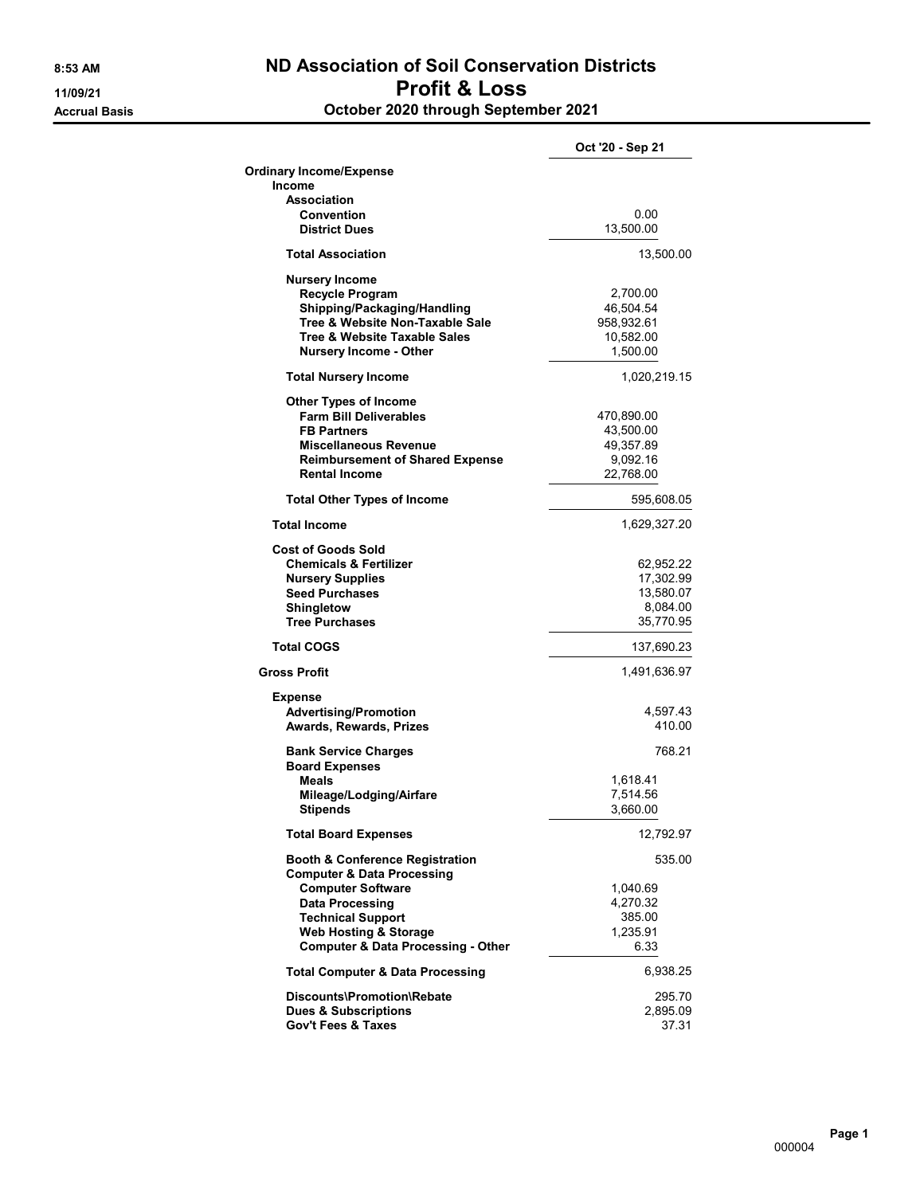# ND Association of Soil Conservation Districts

## Profit & Loss

### October 2020 through September 2021

8:53 AM
11/09/21
Accrual Basis

| | | Oct '20 - Sep 21 |
|---|---|---|
| **Ordinary Income/Expense** | | |
| **Income** | | |
| **Association** | | |
| **Convention** | 0.00 | |
| **District Dues** | 13,500.00 | |
| **Total Association** | | 13,500.00 |
| **Nursery Income** | | |
| **Recycle Program** | 2,700.00 | |
| **Shipping/Packaging/Handling** | 46,504.54 | |
| **Tree & Website Non-Taxable Sale** | 958,932.61 | |
| **Tree & Website Taxable Sales** | 10,582.00 | |
| **Nursery Income - Other** | 1,500.00 | |
| **Total Nursery Income** | | 1,020,219.15 |
| **Other Types of Income** | | |
| **Farm Bill Deliverables** | 470,890.00 | |
| **FB Partners** | 43,500.00 | |
| **Miscellaneous Revenue** | 49,357.89 | |
| **Reimbursement of Shared Expense** | 9,092.16 | |
| **Rental Income** | 22,768.00 | |
| **Total Other Types of Income** | | 595,608.05 |
| **Total Income** | | 1,629,327.20 |
| **Cost of Goods Sold** | | |
| **Chemicals & Fertilizer** | | 62,952.22 |
| **Nursery Supplies** | | 17,302.99 |
| **Seed Purchases** | | 13,580.07 |
| **Shingletow** | | 8,084.00 |
| **Tree Purchases** | | 35,770.95 |
| **Total COGS** | | 137,690.23 |
| **Gross Profit** | | 1,491,636.97 |
| **Expense** | | |
| **Advertising/Promotion** | | 4,597.43 |
| **Awards, Rewards, Prizes** | | 410.00 |
| **Bank Service Charges** | | 768.21 |
| **Board Expenses** | | |
| **Meals** | 1,618.41 | |
| **Mileage/Lodging/Airfare** | 7,514.56 | |
| **Stipends** | 3,660.00 | |
| **Total Board Expenses** | | 12,792.97 |
| **Booth & Conference Registration** | | 535.00 |
| **Computer & Data Processing** | | |
| **Computer Software** | 1,040.69 | |
| **Data Processing** | 4,270.32 | |
| **Technical Support** | 385.00 | |
| **Web Hosting & Storage** | 1,235.91 | |
| **Computer & Data Processing - Other** | 6.33 | |
| **Total Computer & Data Processing** | | 6,938.25 |
| **Discounts\Promotion\Rebate** | | 295.70 |
| **Dues & Subscriptions** | | 2,895.09 |
| **Gov't Fees & Taxes** | | 37.31 |

000004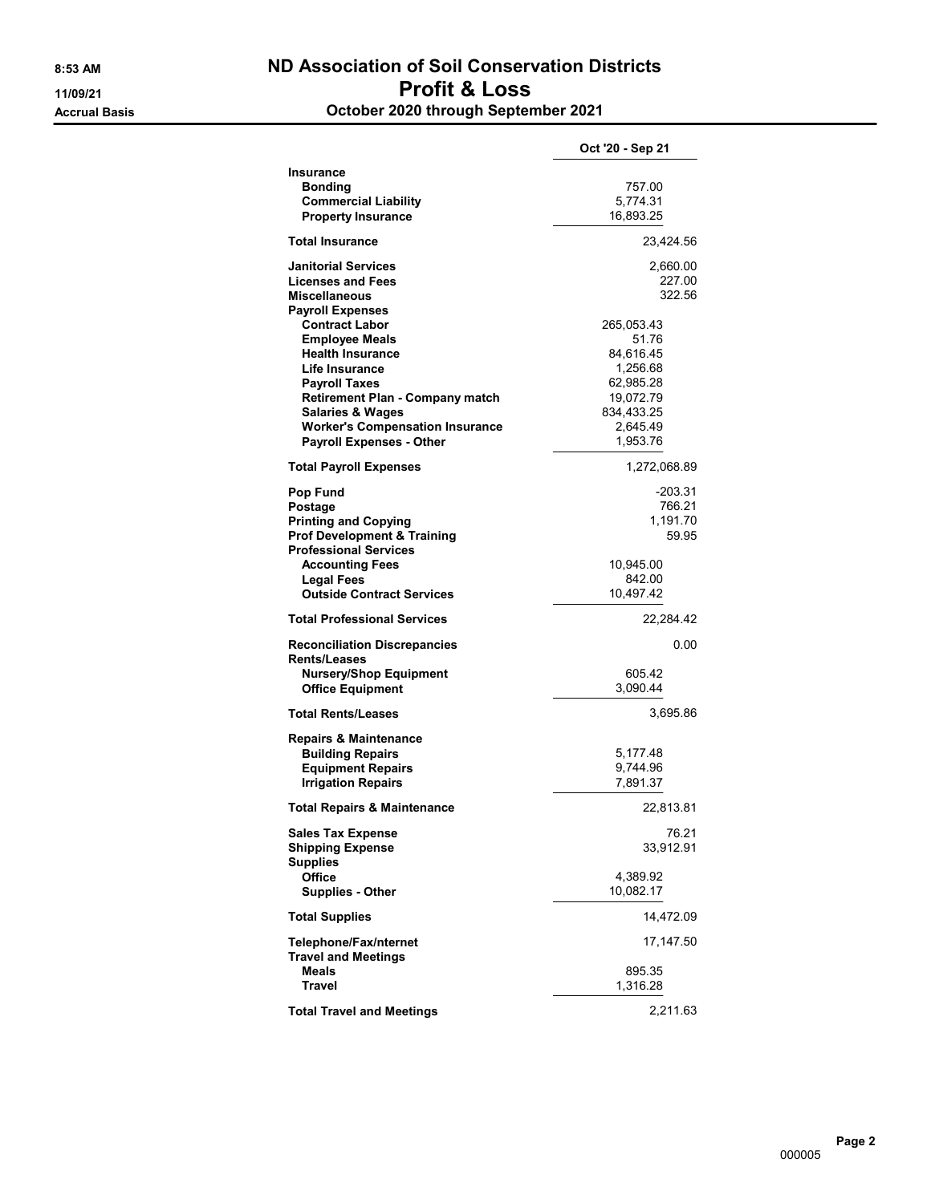# ND Association of Soil Conservation Districts

## Profit & Loss

### October 2020 through September 2021

8:53 AM
11/09/21
Accrual Basis

| | | Oct '20 - Sep 21 |
|---|---|---|
| **Insurance** | | |
| **Bonding** | 757.00 | |
| **Commercial Liability** | 5,774.31 | |
| **Property Insurance** | 16,893.25 | |
| **Total Insurance** | | 23,424.56 |
| **Janitorial Services** | | 2,660.00 |
| **Licenses and Fees** | | 227.00 |
| **Miscellaneous** | | 322.56 |
| **Payroll Expenses** | | |
| **Contract Labor** | 265,053.43 | |
| **Employee Meals** | 51.76 | |
| **Health Insurance** | 84,616.45 | |
| **Life Insurance** | 1,256.68 | |
| **Payroll Taxes** | 62,985.28 | |
| **Retirement Plan - Company match** | 19,072.79 | |
| **Salaries & Wages** | 834,433.25 | |
| **Worker's Compensation Insurance** | 2,645.49 | |
| **Payroll Expenses - Other** | 1,953.76 | |
| **Total Payroll Expenses** | | 1,272,068.89 |
| **Pop Fund** | | -203.31 |
| **Postage** | | 766.21 |
| **Printing and Copying** | | 1,191.70 |
| **Prof Development & Training** | | 59.95 |
| **Professional Services** | | |
| **Accounting Fees** | 10,945.00 | |
| **Legal Fees** | 842.00 | |
| **Outside Contract Services** | 10,497.42 | |
| **Total Professional Services** | | 22,284.42 |
| **Reconciliation Discrepancies** | | 0.00 |
| **Rents/Leases** | | |
| **Nursery/Shop Equipment** | 605.42 | |
| **Office Equipment** | 3,090.44 | |
| **Total Rents/Leases** | | 3,695.86 |
| **Repairs & Maintenance** | | |
| **Building Repairs** | 5,177.48 | |
| **Equipment Repairs** | 9,744.96 | |
| **Irrigation Repairs** | 7,891.37 | |
| **Total Repairs & Maintenance** | | 22,813.81 |
| **Sales Tax Expense** | | 76.21 |
| **Shipping Expense** | | 33,912.91 |
| **Supplies** | | |
| **Office** | 4,389.92 | |
| **Supplies - Other** | 10,082.17 | |
| **Total Supplies** | | 14,472.09 |
| **Telephone/Fax/nternet** | | 17,147.50 |
| **Travel and Meetings** | | |
| **Meals** | 895.35 | |
| **Travel** | 1,316.28 | |
| **Total Travel and Meetings** | | 2,211.63 |

000005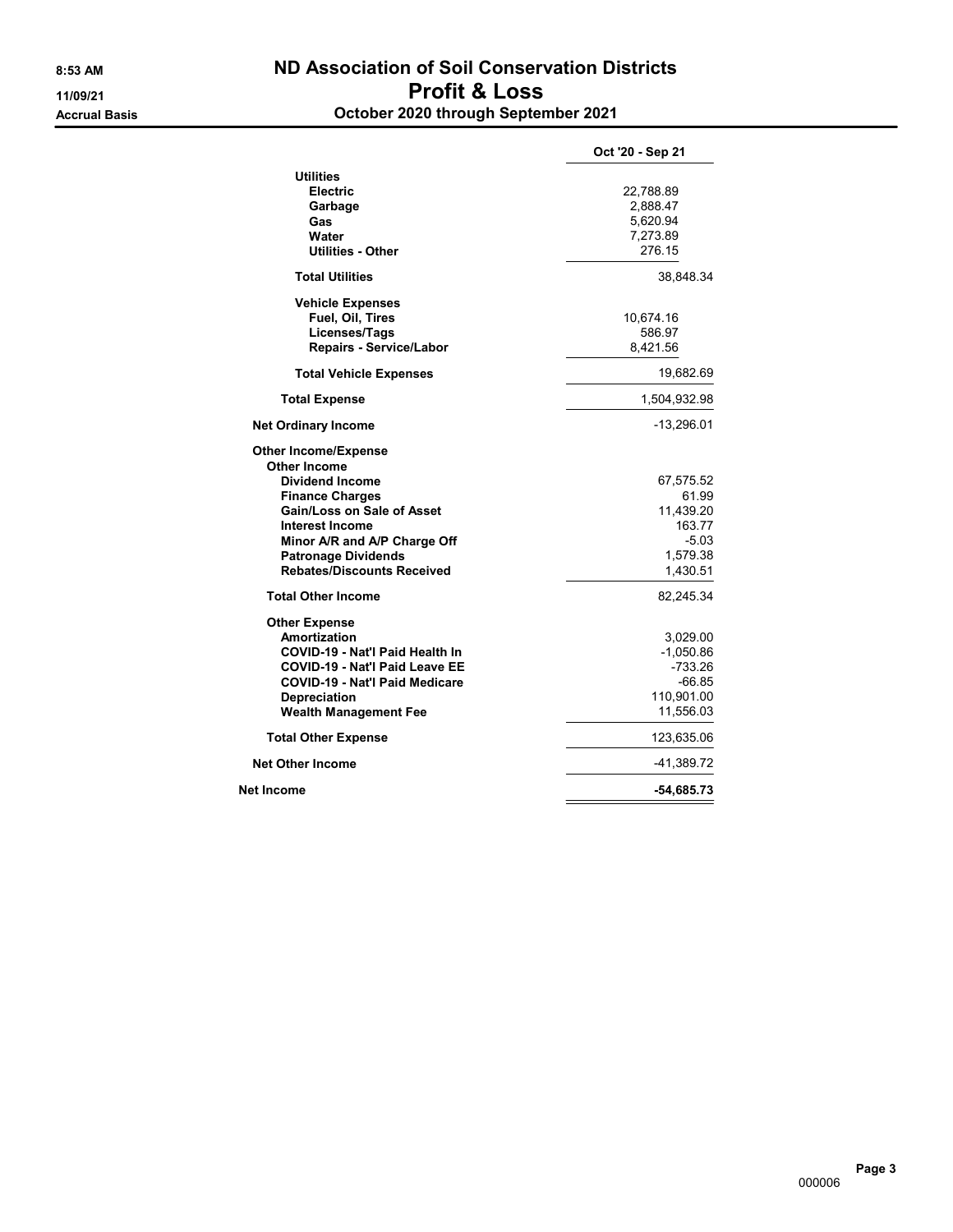**8:53 AM**
**11/09/21**
**Accrual Basis**

# ND Association of Soil Conservation Districts
## Profit & Loss
### October 2020 through September 2021

| | | Oct '20 - Sep 21 |
|---|---|---|
| **Utilities** | | |
| **Electric** | 22,788.89 | |
| **Garbage** | 2,888.47 | |
| **Gas** | 5,620.94 | |
| **Water** | 7,273.89 | |
| **Utilities - Other** | 276.15 | |
| **Total Utilities** | | 38,848.34 |
| **Vehicle Expenses** | | |
| **Fuel, Oil, Tires** | 10,674.16 | |
| **Licenses/Tags** | 586.97 | |
| **Repairs - Service/Labor** | 8,421.56 | |
| **Total Vehicle Expenses** | | 19,682.69 |
| **Total Expense** | | 1,504,932.98 |
| **Net Ordinary Income** | | -13,296.01 |
| **Other Income/Expense** | | |
| **Other Income** | | |
| **Dividend Income** | | 67,575.52 |
| **Finance Charges** | | 61.99 |
| **Gain/Loss on Sale of Asset** | | 11,439.20 |
| **Interest Income** | | 163.77 |
| **Minor A/R and A/P Charge Off** | | -5.03 |
| **Patronage Dividends** | | 1,579.38 |
| **Rebates/Discounts Received** | | 1,430.51 |
| **Total Other Income** | | 82,245.34 |
| **Other Expense** | | |
| **Amortization** | | 3,029.00 |
| **COVID-19 - Nat'l Paid Health In** | | -1,050.86 |
| **COVID-19 - Nat'l Paid Leave EE** | | -733.26 |
| **COVID-19 - Nat'l Paid Medicare** | | -66.85 |
| **Depreciation** | | 110,901.00 |
| **Wealth Management Fee** | | 11,556.03 |
| **Total Other Expense** | | 123,635.06 |
| **Net Other Income** | | -41,389.72 |
| **Net Income** | | **-54,685.73** |

000006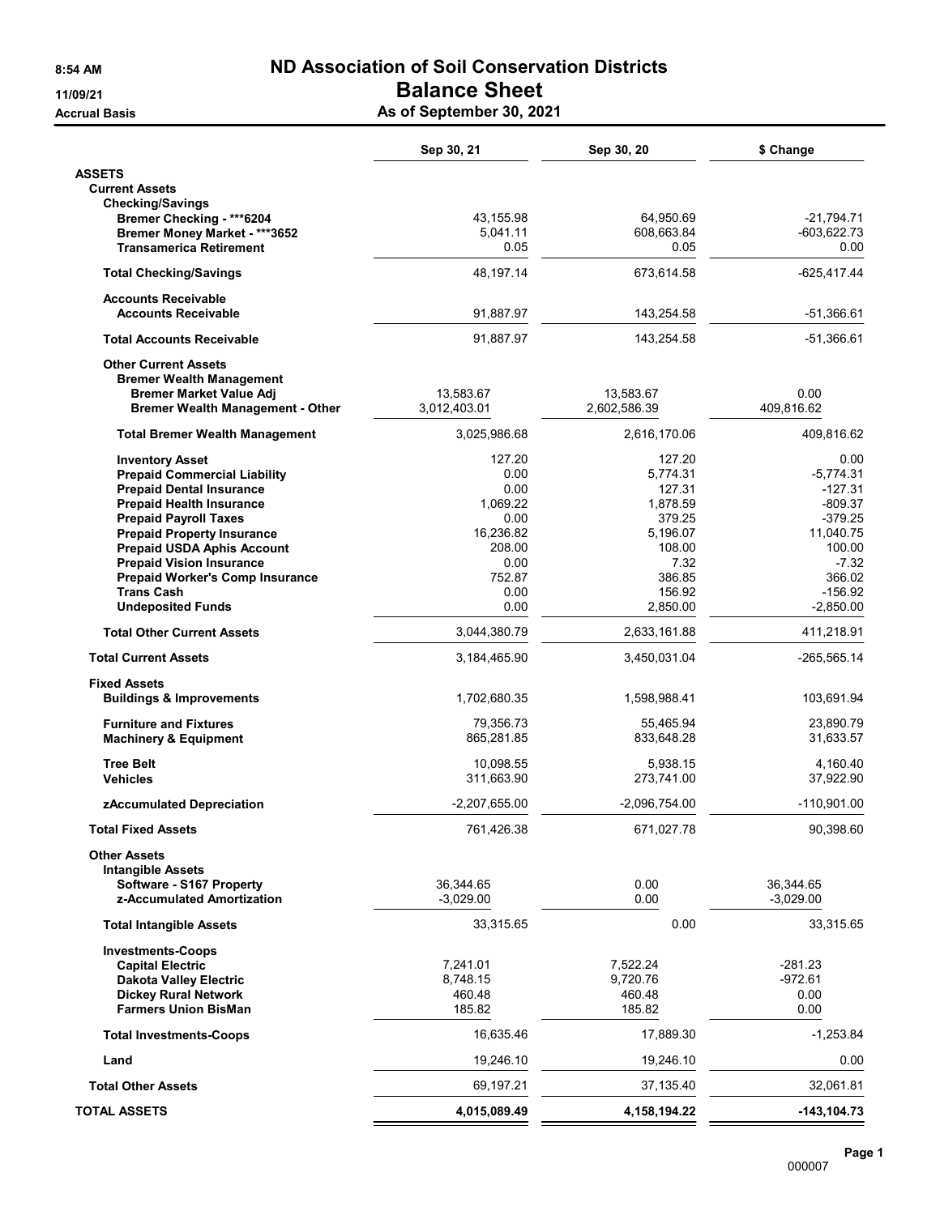# ND Association of Soil Conservation Districts

## Balance Sheet

**As of September 30, 2021**

8:54 AM
11/09/21
Accrual Basis

| | Sep 30, 21 | Sep 30, 20 | $ Change |
|---|---|---|---|
| **ASSETS** | | | |
| **Current Assets** | | | |
| **Checking/Savings** | | | |
| **Bremer Checking - ***6204** | 43,155.98 | 64,950.69 | -21,794.71 |
| **Bremer Money Market - ***3652** | 5,041.11 | 608,663.84 | -603,622.73 |
| **Transamerica Retirement** | 0.05 | 0.05 | 0.00 |
| **Total Checking/Savings** | 48,197.14 | 673,614.58 | -625,417.44 |
| **Accounts Receivable** | | | |
| **Accounts Receivable** | 91,887.97 | 143,254.58 | -51,366.61 |
| **Total Accounts Receivable** | 91,887.97 | 143,254.58 | -51,366.61 |
| **Other Current Assets** | | | |
| **Bremer Wealth Management** | | | |
| **Bremer Market Value Adj** | 13,583.67 | 13,583.67 | 0.00 |
| **Bremer Wealth Management - Other** | 3,012,403.01 | 2,602,586.39 | 409,816.62 |
| **Total Bremer Wealth Management** | 3,025,986.68 | 2,616,170.06 | 409,816.62 |
| **Inventory Asset** | 127.20 | 127.20 | 0.00 |
| **Prepaid Commercial Liability** | 0.00 | 5,774.31 | -5,774.31 |
| **Prepaid Dental Insurance** | 0.00 | 127.31 | -127.31 |
| **Prepaid Health Insurance** | 1,069.22 | 1,878.59 | -809.37 |
| **Prepaid Payroll Taxes** | 0.00 | 379.25 | -379.25 |
| **Prepaid Property Insurance** | 16,236.82 | 5,196.07 | 11,040.75 |
| **Prepaid USDA Aphis Account** | 208.00 | 108.00 | 100.00 |
| **Prepaid Vision Insurance** | 0.00 | 7.32 | -7.32 |
| **Prepaid Worker's Comp Insurance** | 752.87 | 386.85 | 366.02 |
| **Trans Cash** | 0.00 | 156.92 | -156.92 |
| **Undeposited Funds** | 0.00 | 2,850.00 | -2,850.00 |
| **Total Other Current Assets** | 3,044,380.79 | 2,633,161.88 | 411,218.91 |
| **Total Current Assets** | 3,184,465.90 | 3,450,031.04 | -265,565.14 |
| **Fixed Assets** | | | |
| **Buildings & Improvements** | 1,702,680.35 | 1,598,988.41 | 103,691.94 |
| **Furniture and Fixtures** | 79,356.73 | 55,465.94 | 23,890.79 |
| **Machinery & Equipment** | 865,281.85 | 833,648.28 | 31,633.57 |
| **Tree Belt** | 10,098.55 | 5,938.15 | 4,160.40 |
| **Vehicles** | 311,663.90 | 273,741.00 | 37,922.90 |
| **zAccumulated Depreciation** | -2,207,655.00 | -2,096,754.00 | -110,901.00 |
| **Total Fixed Assets** | 761,426.38 | 671,027.78 | 90,398.60 |
| **Other Assets** | | | |
| **Intangible Assets** | | | |
| **Software - S167 Property** | 36,344.65 | 0.00 | 36,344.65 |
| **z-Accumulated Amortization** | -3,029.00 | 0.00 | -3,029.00 |
| **Total Intangible Assets** | 33,315.65 | 0.00 | 33,315.65 |
| **Investments-Coops** | | | |
| **Capital Electric** | 7,241.01 | 7,522.24 | -281.23 |
| **Dakota Valley Electric** | 8,748.15 | 9,720.76 | -972.61 |
| **Dickey Rural Network** | 460.48 | 460.48 | 0.00 |
| **Farmers Union BisMan** | 185.82 | 185.82 | 0.00 |
| **Total Investments-Coops** | 16,635.46 | 17,889.30 | -1,253.84 |
| **Land** | 19,246.10 | 19,246.10 | 0.00 |
| **Total Other Assets** | 69,197.21 | 37,135.40 | 32,061.81 |
| **TOTAL ASSETS** | **4,015,089.49** | **4,158,194.22** | **-143,104.73** |

000007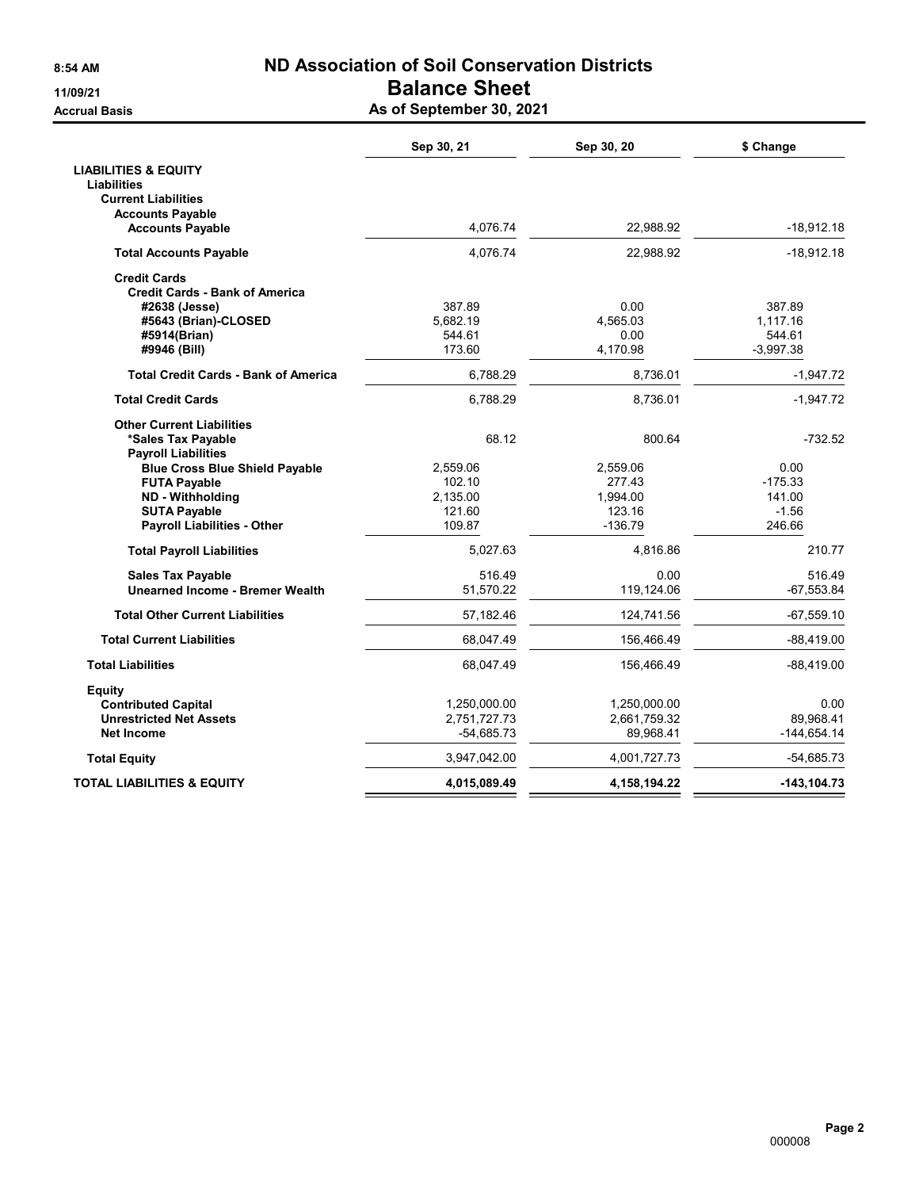# ND Association of Soil Conservation Districts

## Balance Sheet

### As of September 30, 2021

8:54 AM

11/09/21

Accrual Basis

| | Sep 30, 21 | Sep 30, 20 | $ Change |
|---|---|---|---|
| **LIABILITIES & EQUITY** | | | |
| **Liabilities** | | | |
| **Current Liabilities** | | | |
| **Accounts Payable** | | | |
| **Accounts Payable** | 4,076.74 | 22,988.92 | -18,912.18 |
| **Total Accounts Payable** | 4,076.74 | 22,988.92 | -18,912.18 |
| **Credit Cards** | | | |
| **Credit Cards - Bank of America** | | | |
| **#2638 (Jesse)** | 387.89 | 0.00 | 387.89 |
| **#5643 (Brian)-CLOSED** | 5,682.19 | 4,565.03 | 1,117.16 |
| **#5914(Brian)** | 544.61 | 0.00 | 544.61 |
| **#9946 (Bill)** | 173.60 | 4,170.98 | -3,997.38 |
| **Total Credit Cards - Bank of America** | 6,788.29 | 8,736.01 | -1,947.72 |
| **Total Credit Cards** | 6,788.29 | 8,736.01 | -1,947.72 |
| **Other Current Liabilities** | | | |
| ***Sales Tax Payable** | 68.12 | 800.64 | -732.52 |
| **Payroll Liabilities** | | | |
| **Blue Cross Blue Shield Payable** | 2,559.06 | 2,559.06 | 0.00 |
| **FUTA Payable** | 102.10 | 277.43 | -175.33 |
| **ND - Withholding** | 2,135.00 | 1,994.00 | 141.00 |
| **SUTA Payable** | 121.60 | 123.16 | -1.56 |
| **Payroll Liabilities - Other** | 109.87 | -136.79 | 246.66 |
| **Total Payroll Liabilities** | 5,027.63 | 4,816.86 | 210.77 |
| **Sales Tax Payable** | 516.49 | 0.00 | 516.49 |
| **Unearned Income - Bremer Wealth** | 51,570.22 | 119,124.06 | -67,553.84 |
| **Total Other Current Liabilities** | 57,182.46 | 124,741.56 | -67,559.10 |
| **Total Current Liabilities** | 68,047.49 | 156,466.49 | -88,419.00 |
| **Total Liabilities** | 68,047.49 | 156,466.49 | -88,419.00 |
| **Equity** | | | |
| **Contributed Capital** | 1,250,000.00 | 1,250,000.00 | 0.00 |
| **Unrestricted Net Assets** | 2,751,727.73 | 2,661,759.32 | 89,968.41 |
| **Net Income** | -54,685.73 | 89,968.41 | -144,654.14 |
| **Total Equity** | 3,947,042.00 | 4,001,727.73 | -54,685.73 |
| **TOTAL LIABILITIES & EQUITY** | **4,015,089.49** | **4,158,194.22** | **-143,104.73** |

000008